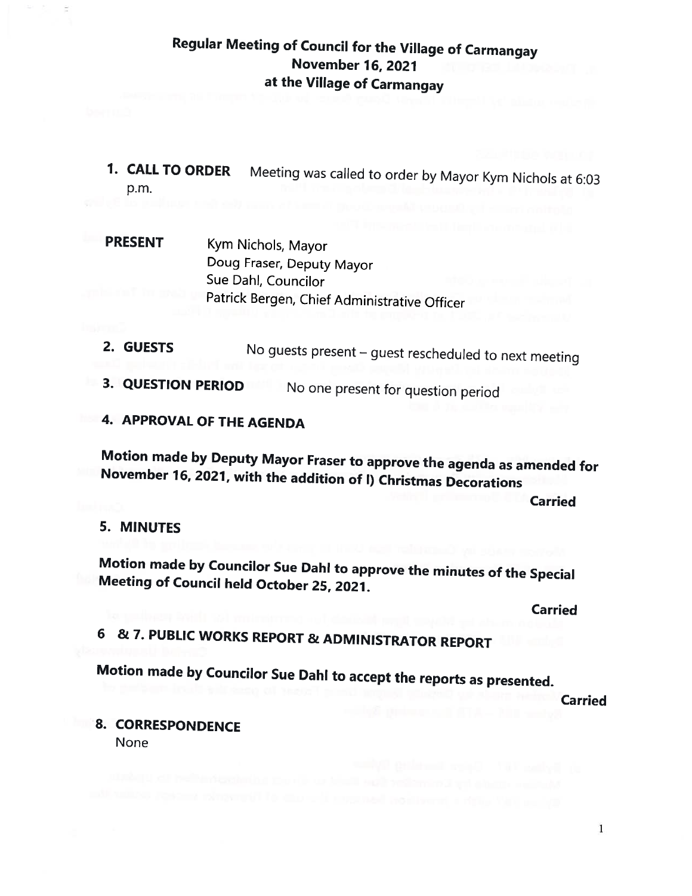# Regular Meeting of Council for the Village of Carmangay
## November 16, 2021
## at the Village of Carmangay

**1. CALL TO ORDER** Meeting was called to order by Mayor Kym Nichols at 6:03 p.m.

**PRESENT**
Kym Nichols, Mayor
Doug Fraser, Deputy Mayor
Sue Dahl, Councilor
Patrick Bergen, Chief Administrative Officer

**2. GUESTS** No guests present – guest rescheduled to next meeting

**3. QUESTION PERIOD** No one present for question period

**4. APPROVAL OF THE AGENDA**

**Motion made by Deputy Mayor Fraser to approve the agenda as amended for November 16, 2021, with the addition of l) Christmas Decorations**

**Carried**

**5. MINUTES**

**Motion made by Councilor Sue Dahl to approve the minutes of the Special Meeting of Council held October 25, 2021.**

**Carried**

**6 & 7. PUBLIC WORKS REPORT & ADMINISTRATOR REPORT**

**Motion made by Councilor Sue Dahl to accept the reports as presented.**

**Carried**

**8. CORRESPONDENCE**

None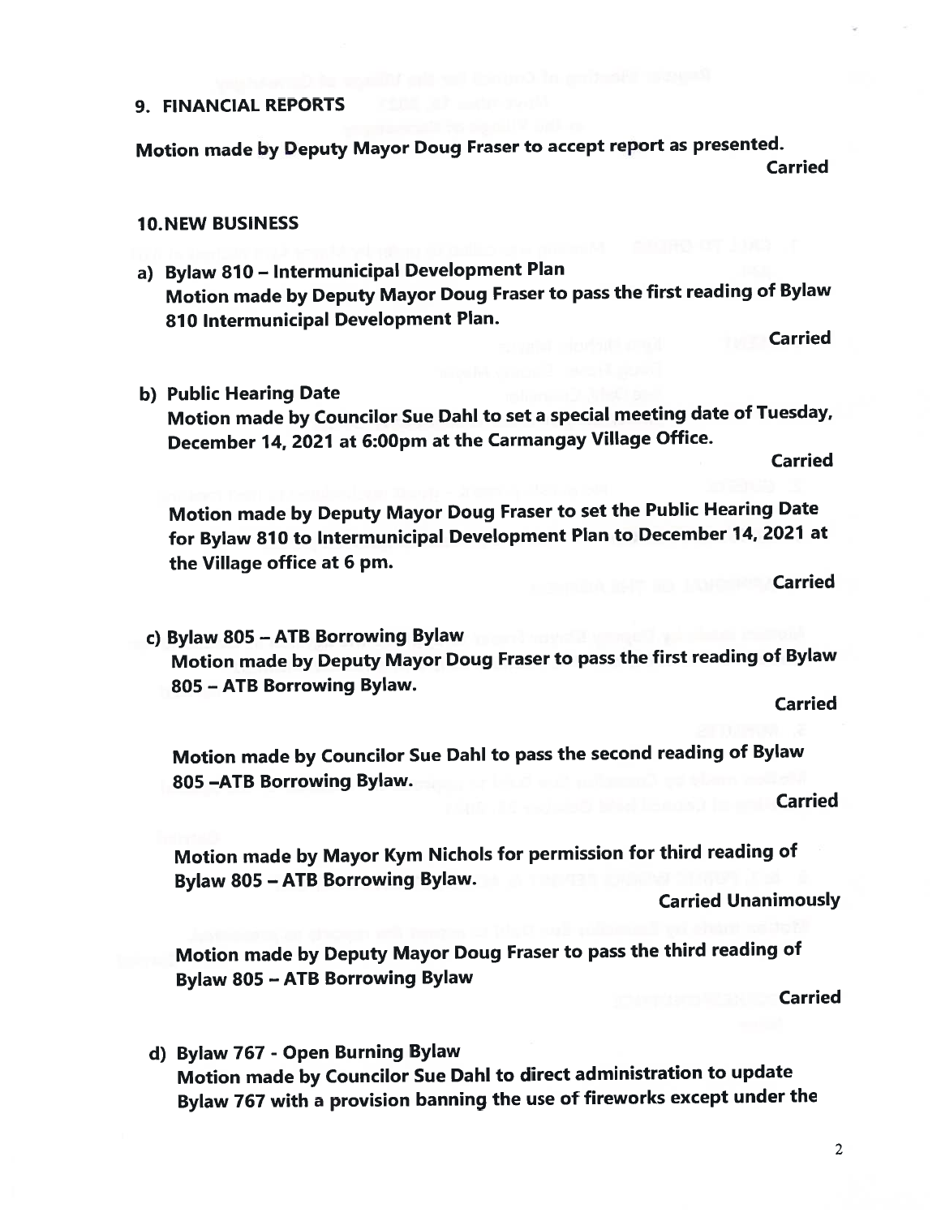## 9. FINANCIAL REPORTS

**Motion made by Deputy Mayor Doug Fraser to accept report as presented.**

**Carried**

## 10. NEW BUSINESS

**a) Bylaw 810 – Intermunicipal Development Plan**
**Motion made by Deputy Mayor Doug Fraser to pass the first reading of Bylaw 810 Intermunicipal Development Plan.**

**Carried**

**b) Public Hearing Date**
**Motion made by Councilor Sue Dahl to set a special meeting date of Tuesday, December 14, 2021 at 6:00pm at the Carmangay Village Office.**

**Carried**

**Motion made by Deputy Mayor Doug Fraser to set the Public Hearing Date for Bylaw 810 to Intermunicipal Development Plan to December 14, 2021 at the Village office at 6 pm.**

**Carried**

**c) Bylaw 805 – ATB Borrowing Bylaw**
**Motion made by Deputy Mayor Doug Fraser to pass the first reading of Bylaw 805 – ATB Borrowing Bylaw.**

**Carried**

**Motion made by Councilor Sue Dahl to pass the second reading of Bylaw 805 –ATB Borrowing Bylaw.**

**Carried**

**Motion made by Mayor Kym Nichols for permission for third reading of Bylaw 805 – ATB Borrowing Bylaw.**

**Carried Unanimously**

**Motion made by Deputy Mayor Doug Fraser to pass the third reading of Bylaw 805 – ATB Borrowing Bylaw**

**Carried**

**d) Bylaw 767 - Open Burning Bylaw**
**Motion made by Councilor Sue Dahl to direct administration to update Bylaw 767 with a provision banning the use of fireworks except under the**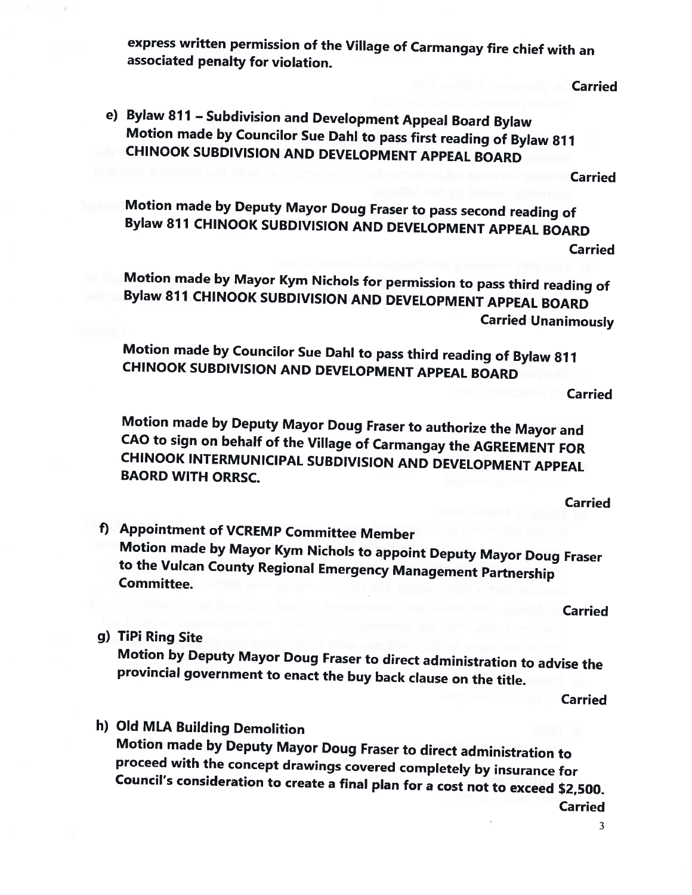**express written permission of the Village of Carmangay fire chief with an associated penalty for violation.**

**Carried**

**e) Bylaw 811 – Subdivision and Development Appeal Board Bylaw**
**Motion made by Councilor Sue Dahl to pass first reading of Bylaw 811 CHINOOK SUBDIVISION AND DEVELOPMENT APPEAL BOARD**

**Carried**

**Motion made by Deputy Mayor Doug Fraser to pass second reading of Bylaw 811 CHINOOK SUBDIVISION AND DEVELOPMENT APPEAL BOARD**

**Carried**

**Motion made by Mayor Kym Nichols for permission to pass third reading of Bylaw 811 CHINOOK SUBDIVISION AND DEVELOPMENT APPEAL BOARD**

**Carried Unanimously**

**Motion made by Councilor Sue Dahl to pass third reading of Bylaw 811 CHINOOK SUBDIVISION AND DEVELOPMENT APPEAL BOARD**

**Carried**

**Motion made by Deputy Mayor Doug Fraser to authorize the Mayor and CAO to sign on behalf of the Village of Carmangay the AGREEMENT FOR CHINOOK INTERMUNICIPAL SUBDIVISION AND DEVELOPMENT APPEAL BAORD WITH ORRSC.**

**Carried**

**f) Appointment of VCREMP Committee Member**
**Motion made by Mayor Kym Nichols to appoint Deputy Mayor Doug Fraser to the Vulcan County Regional Emergency Management Partnership Committee.**

**Carried**

**g) TiPi Ring Site**
**Motion by Deputy Mayor Doug Fraser to direct administration to advise the provincial government to enact the buy back clause on the title.**

**Carried**

**h) Old MLA Building Demolition**
**Motion made by Deputy Mayor Doug Fraser to direct administration to proceed with the concept drawings covered completely by insurance for Council's consideration to create a final plan for a cost not to exceed $2,500.**

**Carried**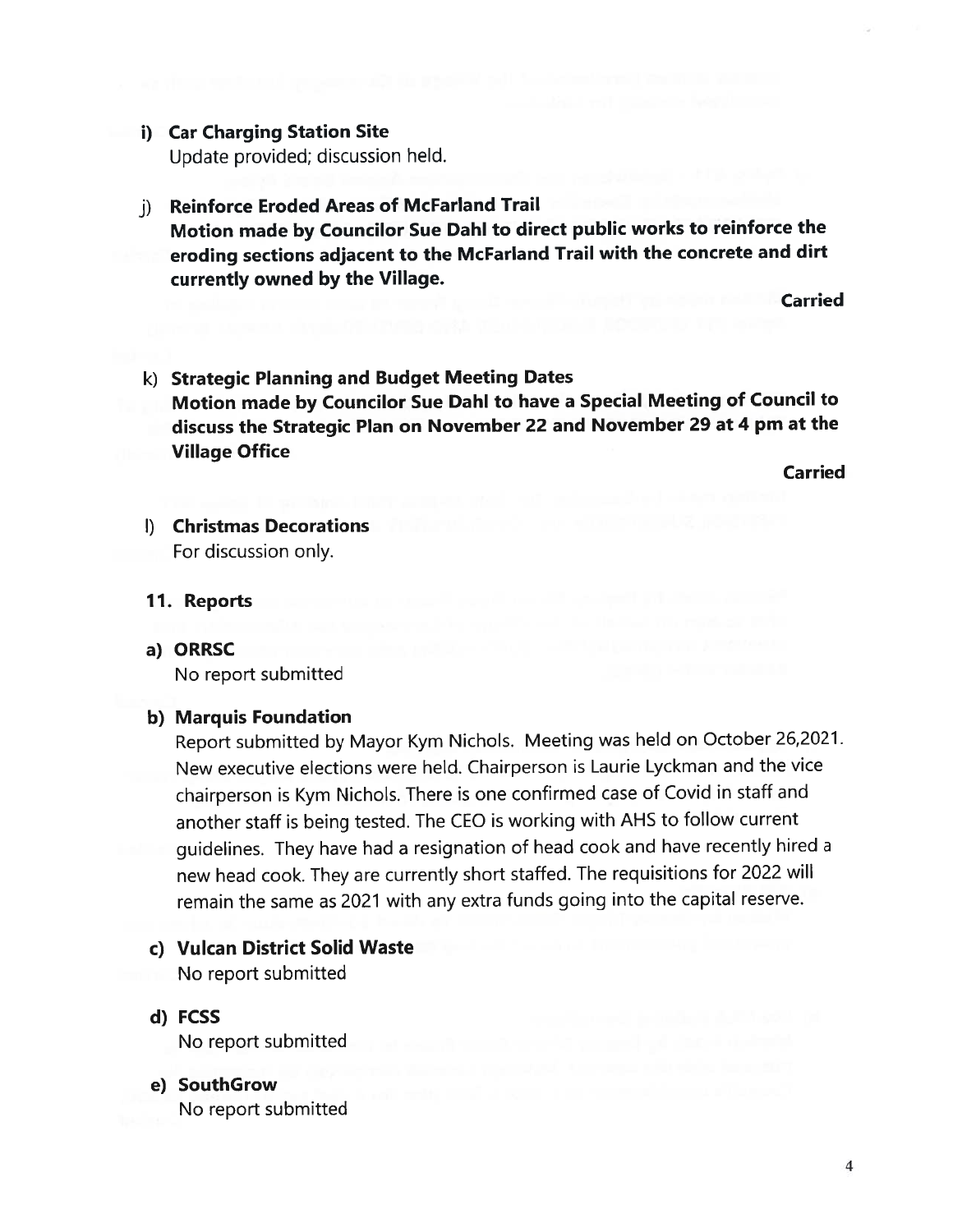**i) Car Charging Station Site**

Update provided; discussion held.

**j) Reinforce Eroded Areas of McFarland Trail**

**Motion made by Councilor Sue Dahl to direct public works to reinforce the eroding sections adjacent to the McFarland Trail with the concrete and dirt currently owned by the Village.**

**Carried**

**k) Strategic Planning and Budget Meeting Dates**

**Motion made by Councilor Sue Dahl to have a Special Meeting of Council to discuss the Strategic Plan on November 22 and November 29 at 4 pm at the Village Office**

**Carried**

**l) Christmas Decorations**

For discussion only.

## 11. Reports

**a) ORRSC**

No report submitted

**b) Marquis Foundation**

Report submitted by Mayor Kym Nichols. Meeting was held on October 26,2021. New executive elections were held. Chairperson is Laurie Lyckman and the vice chairperson is Kym Nichols. There is one confirmed case of Covid in staff and another staff is being tested. The CEO is working with AHS to follow current guidelines. They have had a resignation of head cook and have recently hired a new head cook. They are currently short staffed. The requisitions for 2022 will remain the same as 2021 with any extra funds going into the capital reserve.

**c) Vulcan District Solid Waste**

No report submitted

**d) FCSS**

No report submitted

**e) SouthGrow**

No report submitted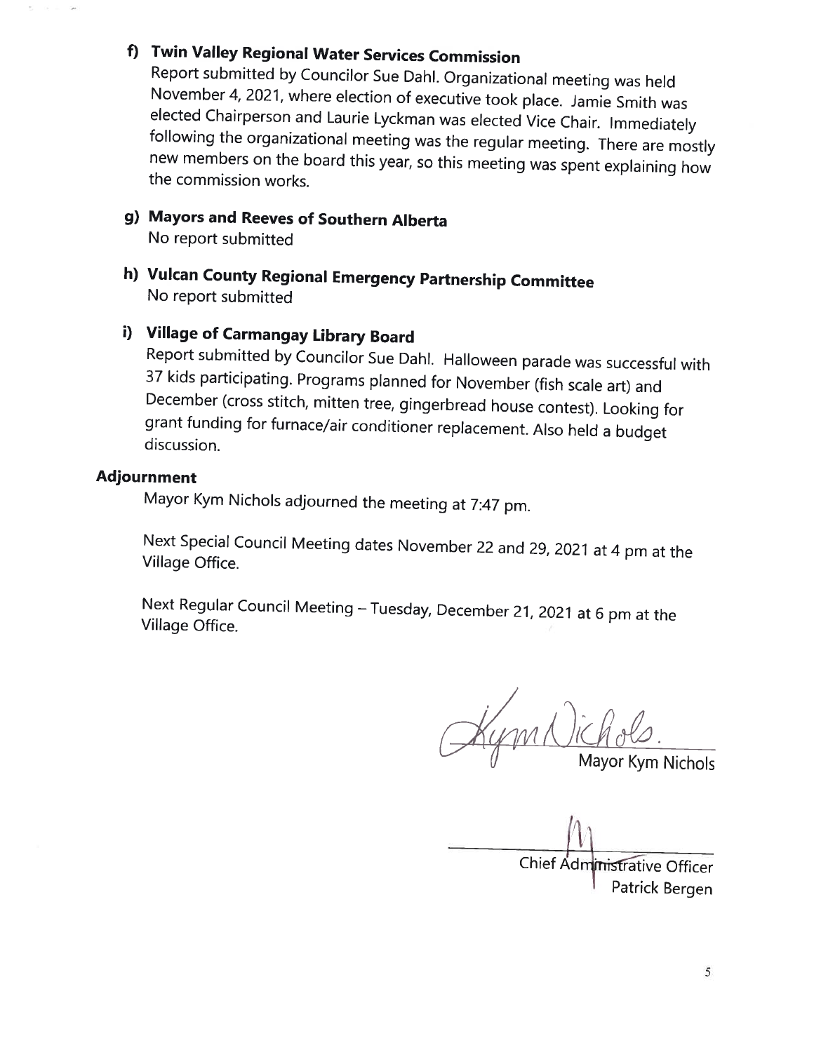### f) Twin Valley Regional Water Services Commission

Report submitted by Councilor Sue Dahl. Organizational meeting was held November 4, 2021, where election of executive took place. Jamie Smith was elected Chairperson and Laurie Lyckman was elected Vice Chair. Immediately following the organizational meeting was the regular meeting. There are mostly new members on the board this year, so this meeting was spent explaining how the commission works.

### g) Mayors and Reeves of Southern Alberta

No report submitted

### h) Vulcan County Regional Emergency Partnership Committee

No report submitted

### i) Village of Carmangay Library Board

Report submitted by Councilor Sue Dahl. Halloween parade was successful with 37 kids participating. Programs planned for November (fish scale art) and December (cross stitch, mitten tree, gingerbread house contest). Looking for grant funding for furnace/air conditioner replacement. Also held a budget discussion.

## Adjournment

Mayor Kym Nichols adjourned the meeting at 7:47 pm.

Next Special Council Meeting dates November 22 and 29, 2021 at 4 pm at the Village Office.

Next Regular Council Meeting – Tuesday, December 21, 2021 at 6 pm at the Village Office.

Mayor Kym Nichols

Chief Administrative Officer
Patrick Bergen